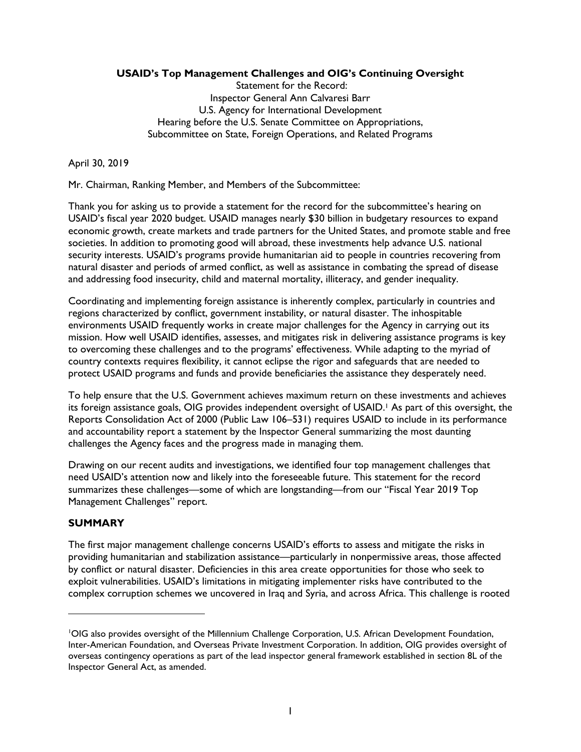**USAID's Top Management Challenges and OIG's Continuing Oversight**

Statement for the Record:
Inspector General Ann Calvaresi Barr
U.S. Agency for International Development
Hearing before the U.S. Senate Committee on Appropriations,
Subcommittee on State, Foreign Operations, and Related Programs

April 30, 2019

Mr. Chairman, Ranking Member, and Members of the Subcommittee:

Thank you for asking us to provide a statement for the record for the subcommittee's hearing on USAID's fiscal year 2020 budget. USAID manages nearly $30 billion in budgetary resources to expand economic growth, create markets and trade partners for the United States, and promote stable and free societies. In addition to promoting good will abroad, these investments help advance U.S. national security interests. USAID's programs provide humanitarian aid to people in countries recovering from natural disaster and periods of armed conflict, as well as assistance in combating the spread of disease and addressing food insecurity, child and maternal mortality, illiteracy, and gender inequality.

Coordinating and implementing foreign assistance is inherently complex, particularly in countries and regions characterized by conflict, government instability, or natural disaster. The inhospitable environments USAID frequently works in create major challenges for the Agency in carrying out its mission. How well USAID identifies, assesses, and mitigates risk in delivering assistance programs is key to overcoming these challenges and to the programs' effectiveness. While adapting to the myriad of country contexts requires flexibility, it cannot eclipse the rigor and safeguards that are needed to protect USAID programs and funds and provide beneficiaries the assistance they desperately need.

To help ensure that the U.S. Government achieves maximum return on these investments and achieves its foreign assistance goals, OIG provides independent oversight of USAID.[1] As part of this oversight, the Reports Consolidation Act of 2000 (Public Law 106–531) requires USAID to include in its performance and accountability report a statement by the Inspector General summarizing the most daunting challenges the Agency faces and the progress made in managing them.

Drawing on our recent audits and investigations, we identified four top management challenges that need USAID's attention now and likely into the foreseeable future. This statement for the record summarizes these challenges—some of which are longstanding—from our "Fiscal Year 2019 Top Management Challenges" report.

## SUMMARY

The first major management challenge concerns USAID's efforts to assess and mitigate the risks in providing humanitarian and stabilization assistance—particularly in nonpermissive areas, those affected by conflict or natural disaster. Deficiencies in this area create opportunities for those who seek to exploit vulnerabilities. USAID's limitations in mitigating implementer risks have contributed to the complex corruption schemes we uncovered in Iraq and Syria, and across Africa. This challenge is rooted

---

[1] OIG also provides oversight of the Millennium Challenge Corporation, U.S. African Development Foundation, Inter-American Foundation, and Overseas Private Investment Corporation. In addition, OIG provides oversight of overseas contingency operations as part of the lead inspector general framework established in section 8L of the Inspector General Act, as amended.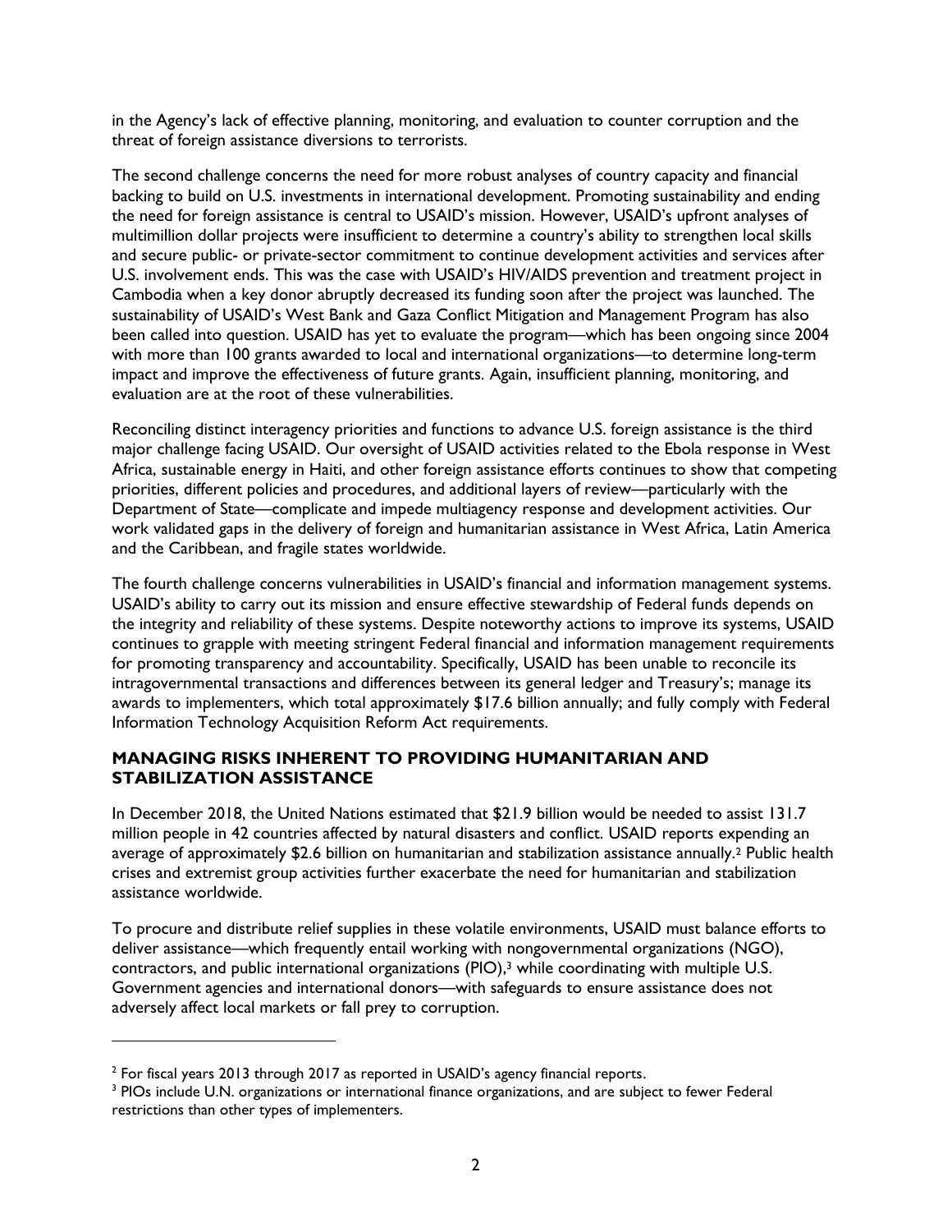in the Agency's lack of effective planning, monitoring, and evaluation to counter corruption and the threat of foreign assistance diversions to terrorists.

The second challenge concerns the need for more robust analyses of country capacity and financial backing to build on U.S. investments in international development. Promoting sustainability and ending the need for foreign assistance is central to USAID's mission. However, USAID's upfront analyses of multimillion dollar projects were insufficient to determine a country's ability to strengthen local skills and secure public- or private-sector commitment to continue development activities and services after U.S. involvement ends. This was the case with USAID's HIV/AIDS prevention and treatment project in Cambodia when a key donor abruptly decreased its funding soon after the project was launched. The sustainability of USAID's West Bank and Gaza Conflict Mitigation and Management Program has also been called into question. USAID has yet to evaluate the program—which has been ongoing since 2004 with more than 100 grants awarded to local and international organizations—to determine long-term impact and improve the effectiveness of future grants. Again, insufficient planning, monitoring, and evaluation are at the root of these vulnerabilities.

Reconciling distinct interagency priorities and functions to advance U.S. foreign assistance is the third major challenge facing USAID. Our oversight of USAID activities related to the Ebola response in West Africa, sustainable energy in Haiti, and other foreign assistance efforts continues to show that competing priorities, different policies and procedures, and additional layers of review—particularly with the Department of State—complicate and impede multiagency response and development activities. Our work validated gaps in the delivery of foreign and humanitarian assistance in West Africa, Latin America and the Caribbean, and fragile states worldwide.

The fourth challenge concerns vulnerabilities in USAID's financial and information management systems. USAID's ability to carry out its mission and ensure effective stewardship of Federal funds depends on the integrity and reliability of these systems. Despite noteworthy actions to improve its systems, USAID continues to grapple with meeting stringent Federal financial and information management requirements for promoting transparency and accountability. Specifically, USAID has been unable to reconcile its intragovernmental transactions and differences between its general ledger and Treasury's; manage its awards to implementers, which total approximately $17.6 billion annually; and fully comply with Federal Information Technology Acquisition Reform Act requirements.

## MANAGING RISKS INHERENT TO PROVIDING HUMANITARIAN AND STABILIZATION ASSISTANCE

In December 2018, the United Nations estimated that $21.9 billion would be needed to assist 131.7 million people in 42 countries affected by natural disasters and conflict. USAID reports expending an average of approximately $2.6 billion on humanitarian and stabilization assistance annually.[2] Public health crises and extremist group activities further exacerbate the need for humanitarian and stabilization assistance worldwide.

To procure and distribute relief supplies in these volatile environments, USAID must balance efforts to deliver assistance—which frequently entail working with nongovernmental organizations (NGO), contractors, and public international organizations (PIO),[3] while coordinating with multiple U.S. Government agencies and international donors—with safeguards to ensure assistance does not adversely affect local markets or fall prey to corruption.

---

[2] For fiscal years 2013 through 2017 as reported in USAID's agency financial reports.

[3] PIOs include U.N. organizations or international finance organizations, and are subject to fewer Federal restrictions than other types of implementers.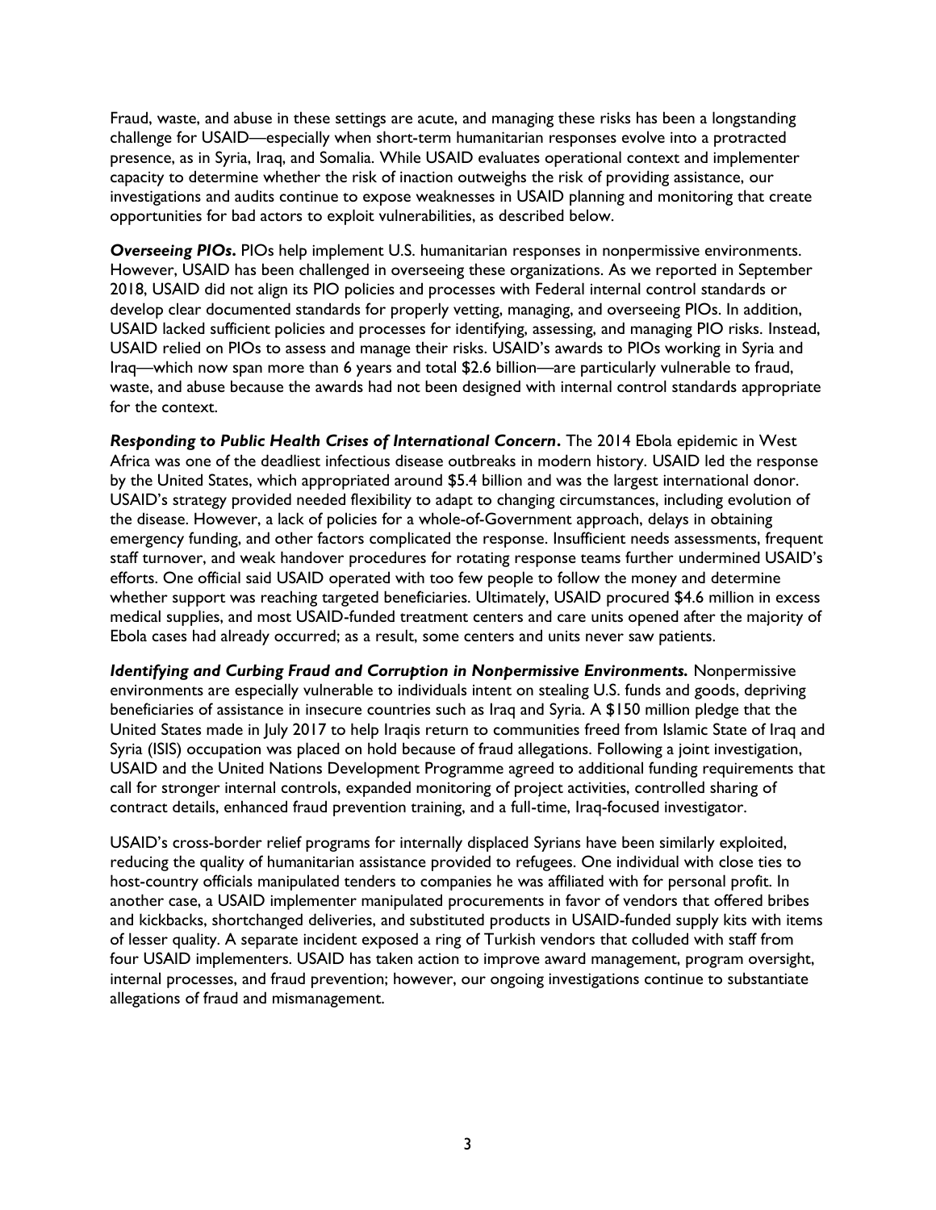Fraud, waste, and abuse in these settings are acute, and managing these risks has been a longstanding challenge for USAID—especially when short-term humanitarian responses evolve into a protracted presence, as in Syria, Iraq, and Somalia. While USAID evaluates operational context and implementer capacity to determine whether the risk of inaction outweighs the risk of providing assistance, our investigations and audits continue to expose weaknesses in USAID planning and monitoring that create opportunities for bad actors to exploit vulnerabilities, as described below.

***Overseeing PIOs***. PIOs help implement U.S. humanitarian responses in nonpermissive environments. However, USAID has been challenged in overseeing these organizations. As we reported in September 2018, USAID did not align its PIO policies and processes with Federal internal control standards or develop clear documented standards for properly vetting, managing, and overseeing PIOs. In addition, USAID lacked sufficient policies and processes for identifying, assessing, and managing PIO risks. Instead, USAID relied on PIOs to assess and manage their risks. USAID's awards to PIOs working in Syria and Iraq—which now span more than 6 years and total $2.6 billion—are particularly vulnerable to fraud, waste, and abuse because the awards had not been designed with internal control standards appropriate for the context.

***Responding to Public Health Crises of International Concern***. The 2014 Ebola epidemic in West Africa was one of the deadliest infectious disease outbreaks in modern history. USAID led the response by the United States, which appropriated around $5.4 billion and was the largest international donor. USAID's strategy provided needed flexibility to adapt to changing circumstances, including evolution of the disease. However, a lack of policies for a whole-of-Government approach, delays in obtaining emergency funding, and other factors complicated the response. Insufficient needs assessments, frequent staff turnover, and weak handover procedures for rotating response teams further undermined USAID's efforts. One official said USAID operated with too few people to follow the money and determine whether support was reaching targeted beneficiaries. Ultimately, USAID procured $4.6 million in excess medical supplies, and most USAID-funded treatment centers and care units opened after the majority of Ebola cases had already occurred; as a result, some centers and units never saw patients.

***Identifying and Curbing Fraud and Corruption in Nonpermissive Environments.*** Nonpermissive environments are especially vulnerable to individuals intent on stealing U.S. funds and goods, depriving beneficiaries of assistance in insecure countries such as Iraq and Syria. A $150 million pledge that the United States made in July 2017 to help Iraqis return to communities freed from Islamic State of Iraq and Syria (ISIS) occupation was placed on hold because of fraud allegations. Following a joint investigation, USAID and the United Nations Development Programme agreed to additional funding requirements that call for stronger internal controls, expanded monitoring of project activities, controlled sharing of contract details, enhanced fraud prevention training, and a full-time, Iraq-focused investigator.

USAID's cross-border relief programs for internally displaced Syrians have been similarly exploited, reducing the quality of humanitarian assistance provided to refugees. One individual with close ties to host-country officials manipulated tenders to companies he was affiliated with for personal profit. In another case, a USAID implementer manipulated procurements in favor of vendors that offered bribes and kickbacks, shortchanged deliveries, and substituted products in USAID-funded supply kits with items of lesser quality. A separate incident exposed a ring of Turkish vendors that colluded with staff from four USAID implementers. USAID has taken action to improve award management, program oversight, internal processes, and fraud prevention; however, our ongoing investigations continue to substantiate allegations of fraud and mismanagement.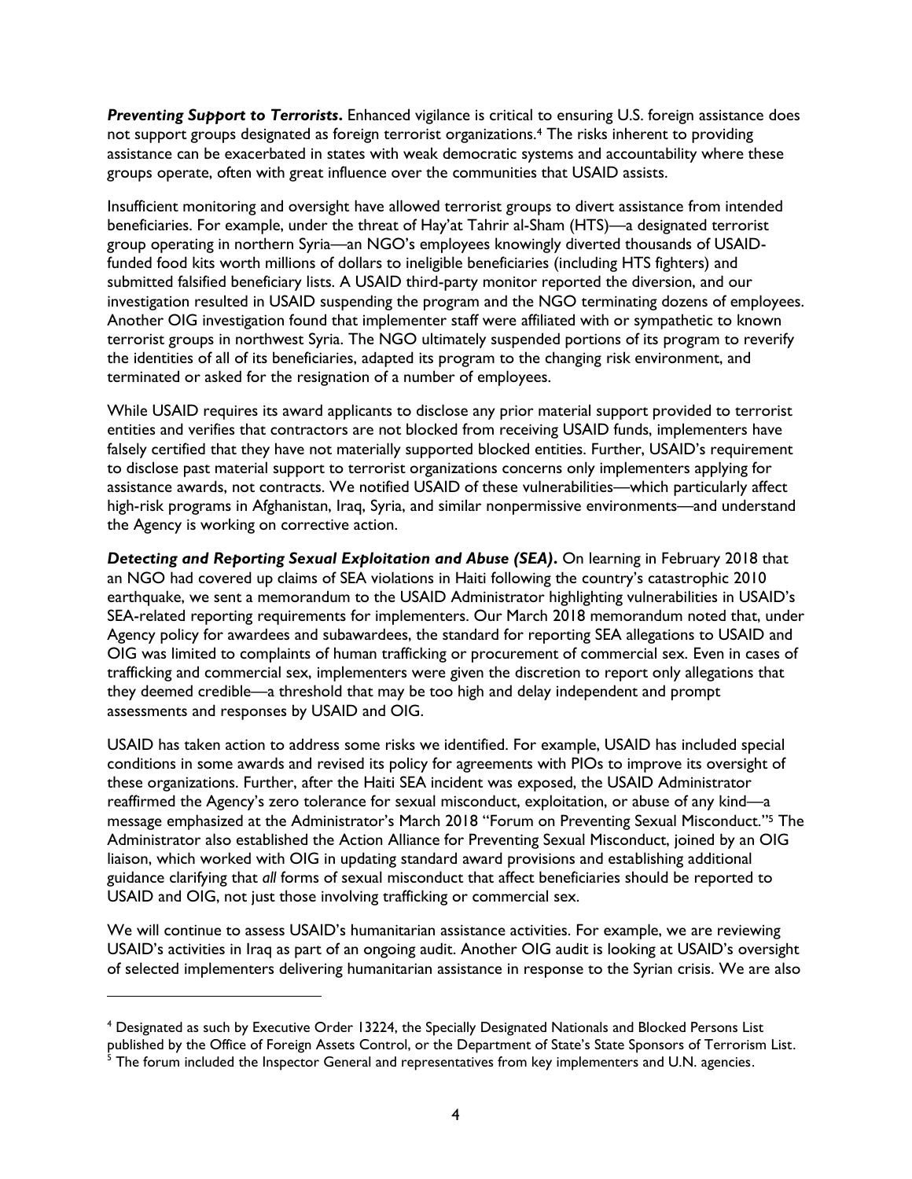***Preventing Support to Terrorists***. Enhanced vigilance is critical to ensuring U.S. foreign assistance does not support groups designated as foreign terrorist organizations.[4] The risks inherent to providing assistance can be exacerbated in states with weak democratic systems and accountability where these groups operate, often with great influence over the communities that USAID assists.

Insufficient monitoring and oversight have allowed terrorist groups to divert assistance from intended beneficiaries. For example, under the threat of Hay'at Tahrir al-Sham (HTS)—a designated terrorist group operating in northern Syria—an NGO's employees knowingly diverted thousands of USAID-funded food kits worth millions of dollars to ineligible beneficiaries (including HTS fighters) and submitted falsified beneficiary lists. A USAID third-party monitor reported the diversion, and our investigation resulted in USAID suspending the program and the NGO terminating dozens of employees. Another OIG investigation found that implementer staff were affiliated with or sympathetic to known terrorist groups in northwest Syria. The NGO ultimately suspended portions of its program to reverify the identities of all of its beneficiaries, adapted its program to the changing risk environment, and terminated or asked for the resignation of a number of employees.

While USAID requires its award applicants to disclose any prior material support provided to terrorist entities and verifies that contractors are not blocked from receiving USAID funds, implementers have falsely certified that they have not materially supported blocked entities. Further, USAID's requirement to disclose past material support to terrorist organizations concerns only implementers applying for assistance awards, not contracts. We notified USAID of these vulnerabilities—which particularly affect high-risk programs in Afghanistan, Iraq, Syria, and similar nonpermissive environments—and understand the Agency is working on corrective action.

***Detecting and Reporting Sexual Exploitation and Abuse (SEA)***. On learning in February 2018 that an NGO had covered up claims of SEA violations in Haiti following the country's catastrophic 2010 earthquake, we sent a memorandum to the USAID Administrator highlighting vulnerabilities in USAID's SEA-related reporting requirements for implementers. Our March 2018 memorandum noted that, under Agency policy for awardees and subawardees, the standard for reporting SEA allegations to USAID and OIG was limited to complaints of human trafficking or procurement of commercial sex. Even in cases of trafficking and commercial sex, implementers were given the discretion to report only allegations that they deemed credible—a threshold that may be too high and delay independent and prompt assessments and responses by USAID and OIG.

USAID has taken action to address some risks we identified. For example, USAID has included special conditions in some awards and revised its policy for agreements with PIOs to improve its oversight of these organizations. Further, after the Haiti SEA incident was exposed, the USAID Administrator reaffirmed the Agency's zero tolerance for sexual misconduct, exploitation, or abuse of any kind—a message emphasized at the Administrator's March 2018 "Forum on Preventing Sexual Misconduct."[5] The Administrator also established the Action Alliance for Preventing Sexual Misconduct, joined by an OIG liaison, which worked with OIG in updating standard award provisions and establishing additional guidance clarifying that *all* forms of sexual misconduct that affect beneficiaries should be reported to USAID and OIG, not just those involving trafficking or commercial sex.

We will continue to assess USAID's humanitarian assistance activities. For example, we are reviewing USAID's activities in Iraq as part of an ongoing audit. Another OIG audit is looking at USAID's oversight of selected implementers delivering humanitarian assistance in response to the Syrian crisis. We are also

---

[4] Designated as such by Executive Order 13224, the Specially Designated Nationals and Blocked Persons List published by the Office of Foreign Assets Control, or the Department of State's State Sponsors of Terrorism List.

[5] The forum included the Inspector General and representatives from key implementers and U.N. agencies.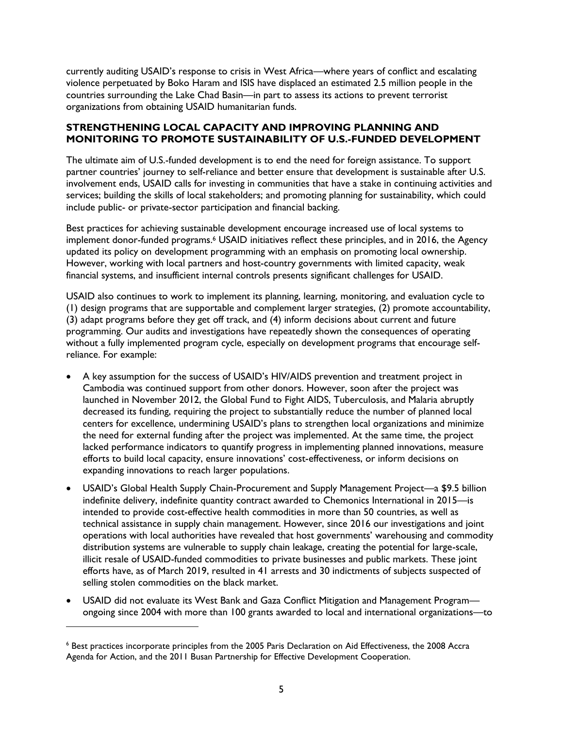currently auditing USAID's response to crisis in West Africa—where years of conflict and escalating violence perpetuated by Boko Haram and ISIS have displaced an estimated 2.5 million people in the countries surrounding the Lake Chad Basin—in part to assess its actions to prevent terrorist organizations from obtaining USAID humanitarian funds.

### STRENGTHENING LOCAL CAPACITY AND IMPROVING PLANNING AND MONITORING TO PROMOTE SUSTAINABILITY OF U.S.-FUNDED DEVELOPMENT

The ultimate aim of U.S.-funded development is to end the need for foreign assistance. To support partner countries' journey to self-reliance and better ensure that development is sustainable after U.S. involvement ends, USAID calls for investing in communities that have a stake in continuing activities and services; building the skills of local stakeholders; and promoting planning for sustainability, which could include public- or private-sector participation and financial backing.

Best practices for achieving sustainable development encourage increased use of local systems to implement donor-funded programs.[6] USAID initiatives reflect these principles, and in 2016, the Agency updated its policy on development programming with an emphasis on promoting local ownership. However, working with local partners and host-country governments with limited capacity, weak financial systems, and insufficient internal controls presents significant challenges for USAID.

USAID also continues to work to implement its planning, learning, monitoring, and evaluation cycle to (1) design programs that are supportable and complement larger strategies, (2) promote accountability, (3) adapt programs before they get off track, and (4) inform decisions about current and future programming. Our audits and investigations have repeatedly shown the consequences of operating without a fully implemented program cycle, especially on development programs that encourage self-reliance. For example:

- A key assumption for the success of USAID's HIV/AIDS prevention and treatment project in Cambodia was continued support from other donors. However, soon after the project was launched in November 2012, the Global Fund to Fight AIDS, Tuberculosis, and Malaria abruptly decreased its funding, requiring the project to substantially reduce the number of planned local centers for excellence, undermining USAID's plans to strengthen local organizations and minimize the need for external funding after the project was implemented. At the same time, the project lacked performance indicators to quantify progress in implementing planned innovations, measure efforts to build local capacity, ensure innovations' cost-effectiveness, or inform decisions on expanding innovations to reach larger populations.
- USAID's Global Health Supply Chain-Procurement and Supply Management Project—a $9.5 billion indefinite delivery, indefinite quantity contract awarded to Chemonics International in 2015—is intended to provide cost-effective health commodities in more than 50 countries, as well as technical assistance in supply chain management. However, since 2016 our investigations and joint operations with local authorities have revealed that host governments' warehousing and commodity distribution systems are vulnerable to supply chain leakage, creating the potential for large-scale, illicit resale of USAID-funded commodities to private businesses and public markets. These joint efforts have, as of March 2019, resulted in 41 arrests and 30 indictments of subjects suspected of selling stolen commodities on the black market.
- USAID did not evaluate its West Bank and Gaza Conflict Mitigation and Management Program—ongoing since 2004 with more than 100 grants awarded to local and international organizations—to

[6] Best practices incorporate principles from the 2005 Paris Declaration on Aid Effectiveness, the 2008 Accra Agenda for Action, and the 2011 Busan Partnership for Effective Development Cooperation.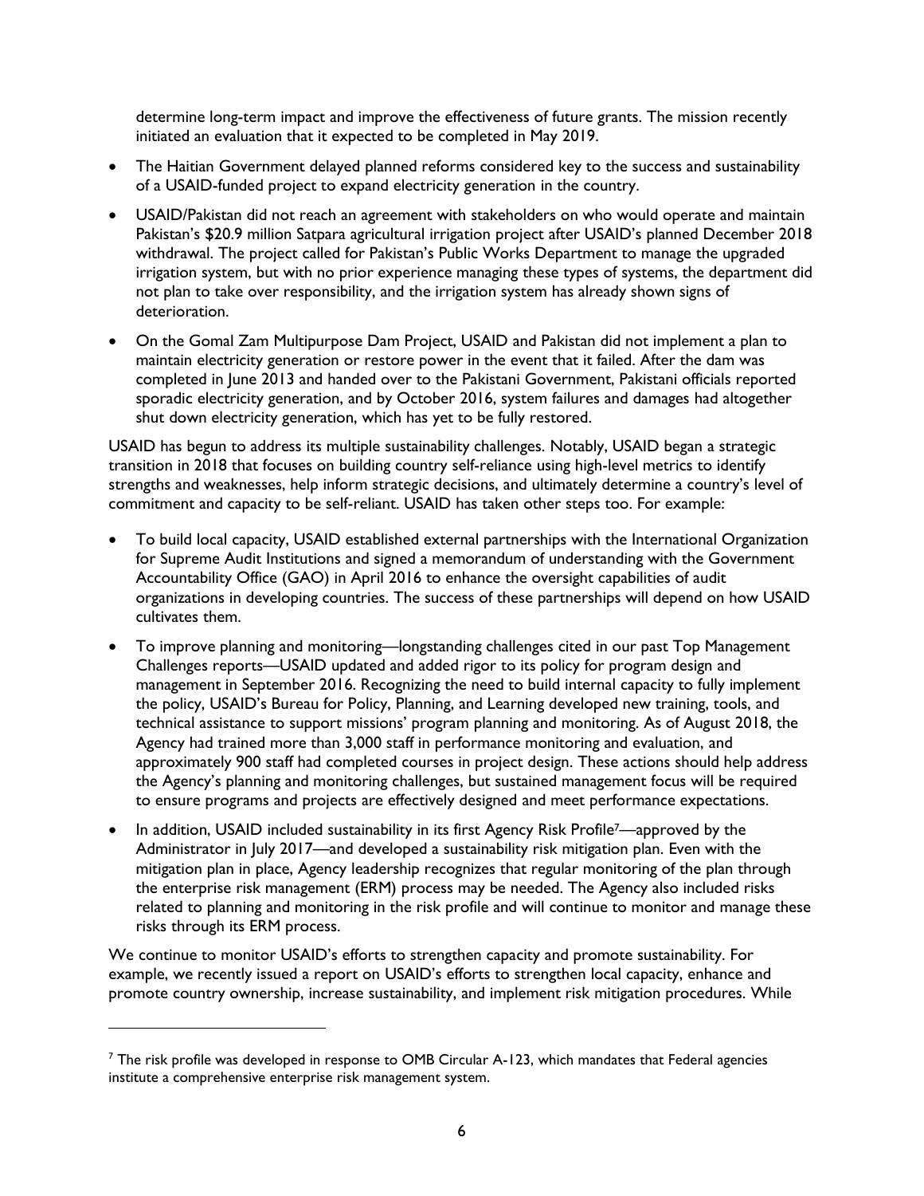determine long-term impact and improve the effectiveness of future grants. The mission recently initiated an evaluation that it expected to be completed in May 2019.

- The Haitian Government delayed planned reforms considered key to the success and sustainability of a USAID-funded project to expand electricity generation in the country.
- USAID/Pakistan did not reach an agreement with stakeholders on who would operate and maintain Pakistan's $20.9 million Satpara agricultural irrigation project after USAID's planned December 2018 withdrawal. The project called for Pakistan's Public Works Department to manage the upgraded irrigation system, but with no prior experience managing these types of systems, the department did not plan to take over responsibility, and the irrigation system has already shown signs of deterioration.
- On the Gomal Zam Multipurpose Dam Project, USAID and Pakistan did not implement a plan to maintain electricity generation or restore power in the event that it failed. After the dam was completed in June 2013 and handed over to the Pakistani Government, Pakistani officials reported sporadic electricity generation, and by October 2016, system failures and damages had altogether shut down electricity generation, which has yet to be fully restored.

USAID has begun to address its multiple sustainability challenges. Notably, USAID began a strategic transition in 2018 that focuses on building country self-reliance using high-level metrics to identify strengths and weaknesses, help inform strategic decisions, and ultimately determine a country's level of commitment and capacity to be self-reliant. USAID has taken other steps too. For example:

- To build local capacity, USAID established external partnerships with the International Organization for Supreme Audit Institutions and signed a memorandum of understanding with the Government Accountability Office (GAO) in April 2016 to enhance the oversight capabilities of audit organizations in developing countries. The success of these partnerships will depend on how USAID cultivates them.
- To improve planning and monitoring—longstanding challenges cited in our past Top Management Challenges reports—USAID updated and added rigor to its policy for program design and management in September 2016. Recognizing the need to build internal capacity to fully implement the policy, USAID's Bureau for Policy, Planning, and Learning developed new training, tools, and technical assistance to support missions' program planning and monitoring. As of August 2018, the Agency had trained more than 3,000 staff in performance monitoring and evaluation, and approximately 900 staff had completed courses in project design. These actions should help address the Agency's planning and monitoring challenges, but sustained management focus will be required to ensure programs and projects are effectively designed and meet performance expectations.
- In addition, USAID included sustainability in its first Agency Risk Profile[7]—approved by the Administrator in July 2017—and developed a sustainability risk mitigation plan. Even with the mitigation plan in place, Agency leadership recognizes that regular monitoring of the plan through the enterprise risk management (ERM) process may be needed. The Agency also included risks related to planning and monitoring in the risk profile and will continue to monitor and manage these risks through its ERM process.

We continue to monitor USAID's efforts to strengthen capacity and promote sustainability. For example, we recently issued a report on USAID's efforts to strengthen local capacity, enhance and promote country ownership, increase sustainability, and implement risk mitigation procedures. While

[7] The risk profile was developed in response to OMB Circular A-123, which mandates that Federal agencies institute a comprehensive enterprise risk management system.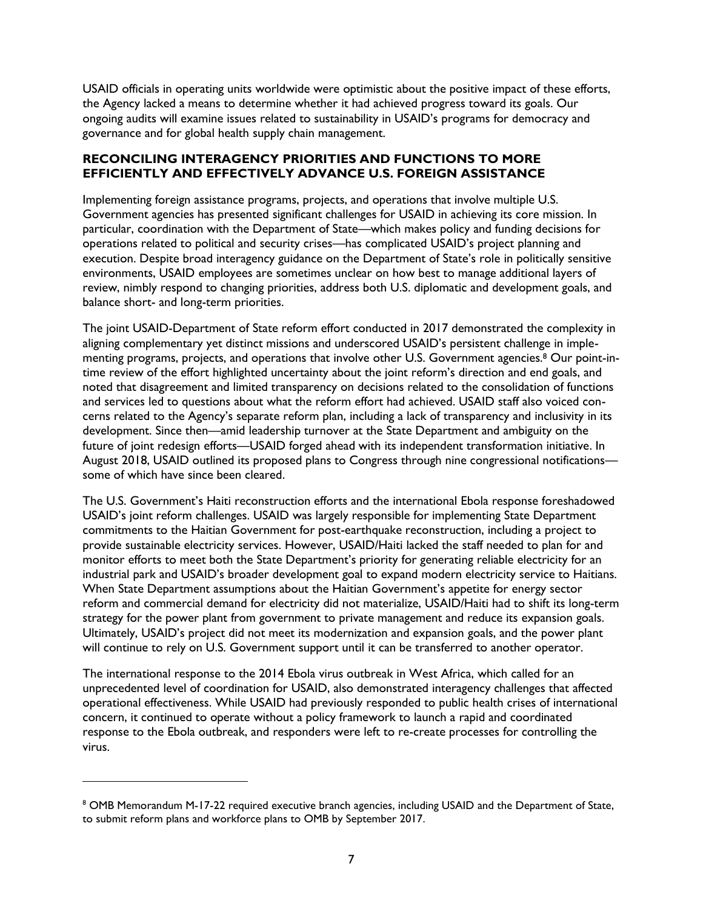USAID officials in operating units worldwide were optimistic about the positive impact of these efforts, the Agency lacked a means to determine whether it had achieved progress toward its goals. Our ongoing audits will examine issues related to sustainability in USAID's programs for democracy and governance and for global health supply chain management.

### RECONCILING INTERAGENCY PRIORITIES AND FUNCTIONS TO MORE EFFICIENTLY AND EFFECTIVELY ADVANCE U.S. FOREIGN ASSISTANCE

Implementing foreign assistance programs, projects, and operations that involve multiple U.S. Government agencies has presented significant challenges for USAID in achieving its core mission. In particular, coordination with the Department of State—which makes policy and funding decisions for operations related to political and security crises—has complicated USAID's project planning and execution. Despite broad interagency guidance on the Department of State's role in politically sensitive environments, USAID employees are sometimes unclear on how best to manage additional layers of review, nimbly respond to changing priorities, address both U.S. diplomatic and development goals, and balance short- and long-term priorities.

The joint USAID-Department of State reform effort conducted in 2017 demonstrated the complexity in aligning complementary yet distinct missions and underscored USAID's persistent challenge in implementing programs, projects, and operations that involve other U.S. Government agencies.[8] Our point-in-time review of the effort highlighted uncertainty about the joint reform's direction and end goals, and noted that disagreement and limited transparency on decisions related to the consolidation of functions and services led to questions about what the reform effort had achieved. USAID staff also voiced concerns related to the Agency's separate reform plan, including a lack of transparency and inclusivity in its development. Since then—amid leadership turnover at the State Department and ambiguity on the future of joint redesign efforts—USAID forged ahead with its independent transformation initiative. In August 2018, USAID outlined its proposed plans to Congress through nine congressional notifications—some of which have since been cleared.

The U.S. Government's Haiti reconstruction efforts and the international Ebola response foreshadowed USAID's joint reform challenges. USAID was largely responsible for implementing State Department commitments to the Haitian Government for post-earthquake reconstruction, including a project to provide sustainable electricity services. However, USAID/Haiti lacked the staff needed to plan for and monitor efforts to meet both the State Department's priority for generating reliable electricity for an industrial park and USAID's broader development goal to expand modern electricity service to Haitians. When State Department assumptions about the Haitian Government's appetite for energy sector reform and commercial demand for electricity did not materialize, USAID/Haiti had to shift its long-term strategy for the power plant from government to private management and reduce its expansion goals. Ultimately, USAID's project did not meet its modernization and expansion goals, and the power plant will continue to rely on U.S. Government support until it can be transferred to another operator.

The international response to the 2014 Ebola virus outbreak in West Africa, which called for an unprecedented level of coordination for USAID, also demonstrated interagency challenges that affected operational effectiveness. While USAID had previously responded to public health crises of international concern, it continued to operate without a policy framework to launch a rapid and coordinated response to the Ebola outbreak, and responders were left to re-create processes for controlling the virus.

---

[8] OMB Memorandum M-17-22 required executive branch agencies, including USAID and the Department of State, to submit reform plans and workforce plans to OMB by September 2017.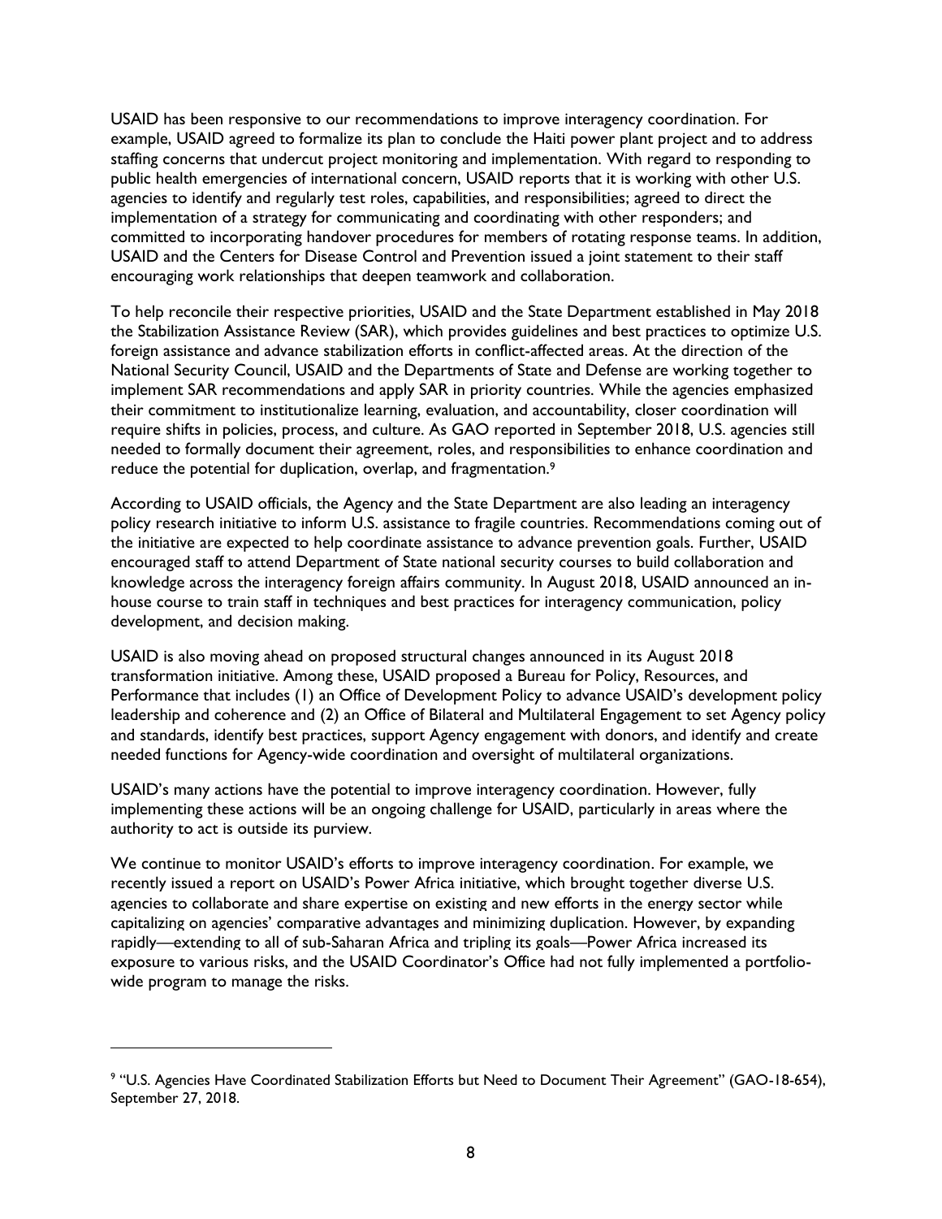USAID has been responsive to our recommendations to improve interagency coordination. For example, USAID agreed to formalize its plan to conclude the Haiti power plant project and to address staffing concerns that undercut project monitoring and implementation. With regard to responding to public health emergencies of international concern, USAID reports that it is working with other U.S. agencies to identify and regularly test roles, capabilities, and responsibilities; agreed to direct the implementation of a strategy for communicating and coordinating with other responders; and committed to incorporating handover procedures for members of rotating response teams. In addition, USAID and the Centers for Disease Control and Prevention issued a joint statement to their staff encouraging work relationships that deepen teamwork and collaboration.

To help reconcile their respective priorities, USAID and the State Department established in May 2018 the Stabilization Assistance Review (SAR), which provides guidelines and best practices to optimize U.S. foreign assistance and advance stabilization efforts in conflict-affected areas. At the direction of the National Security Council, USAID and the Departments of State and Defense are working together to implement SAR recommendations and apply SAR in priority countries. While the agencies emphasized their commitment to institutionalize learning, evaluation, and accountability, closer coordination will require shifts in policies, process, and culture. As GAO reported in September 2018, U.S. agencies still needed to formally document their agreement, roles, and responsibilities to enhance coordination and reduce the potential for duplication, overlap, and fragmentation.[9]

According to USAID officials, the Agency and the State Department are also leading an interagency policy research initiative to inform U.S. assistance to fragile countries. Recommendations coming out of the initiative are expected to help coordinate assistance to advance prevention goals. Further, USAID encouraged staff to attend Department of State national security courses to build collaboration and knowledge across the interagency foreign affairs community. In August 2018, USAID announced an in-house course to train staff in techniques and best practices for interagency communication, policy development, and decision making.

USAID is also moving ahead on proposed structural changes announced in its August 2018 transformation initiative. Among these, USAID proposed a Bureau for Policy, Resources, and Performance that includes (1) an Office of Development Policy to advance USAID's development policy leadership and coherence and (2) an Office of Bilateral and Multilateral Engagement to set Agency policy and standards, identify best practices, support Agency engagement with donors, and identify and create needed functions for Agency-wide coordination and oversight of multilateral organizations.

USAID's many actions have the potential to improve interagency coordination. However, fully implementing these actions will be an ongoing challenge for USAID, particularly in areas where the authority to act is outside its purview.

We continue to monitor USAID's efforts to improve interagency coordination. For example, we recently issued a report on USAID's Power Africa initiative, which brought together diverse U.S. agencies to collaborate and share expertise on existing and new efforts in the energy sector while capitalizing on agencies' comparative advantages and minimizing duplication. However, by expanding rapidly—extending to all of sub-Saharan Africa and tripling its goals—Power Africa increased its exposure to various risks, and the USAID Coordinator's Office had not fully implemented a portfolio-wide program to manage the risks.

---

[9] "U.S. Agencies Have Coordinated Stabilization Efforts but Need to Document Their Agreement" (GAO-18-654), September 27, 2018.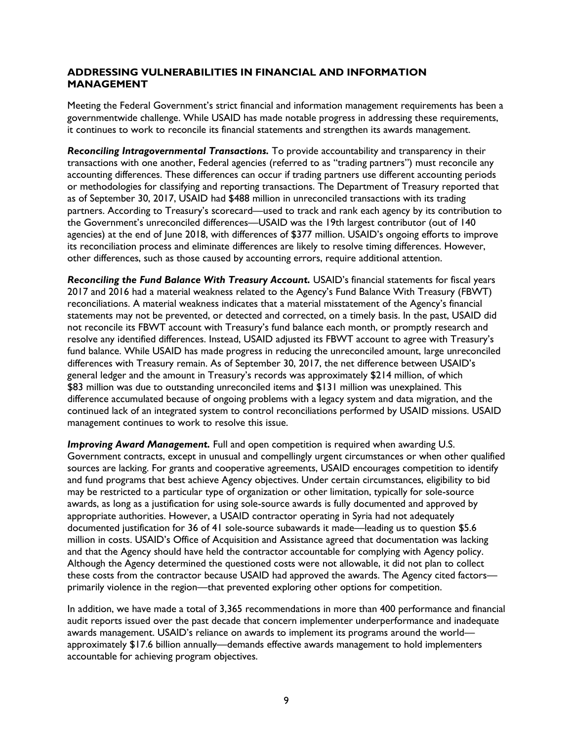## ADDRESSING VULNERABILITIES IN FINANCIAL AND INFORMATION MANAGEMENT

Meeting the Federal Government's strict financial and information management requirements has been a governmentwide challenge. While USAID has made notable progress in addressing these requirements, it continues to work to reconcile its financial statements and strengthen its awards management.

***Reconciling Intragovernmental Transactions.*** To provide accountability and transparency in their transactions with one another, Federal agencies (referred to as "trading partners") must reconcile any accounting differences. These differences can occur if trading partners use different accounting periods or methodologies for classifying and reporting transactions. The Department of Treasury reported that as of September 30, 2017, USAID had $488 million in unreconciled transactions with its trading partners. According to Treasury's scorecard—used to track and rank each agency by its contribution to the Government's unreconciled differences—USAID was the 19th largest contributor (out of 140 agencies) at the end of June 2018, with differences of $377 million. USAID's ongoing efforts to improve its reconciliation process and eliminate differences are likely to resolve timing differences. However, other differences, such as those caused by accounting errors, require additional attention.

***Reconciling the Fund Balance With Treasury Account.*** USAID's financial statements for fiscal years 2017 and 2016 had a material weakness related to the Agency's Fund Balance With Treasury (FBWT) reconciliations. A material weakness indicates that a material misstatement of the Agency's financial statements may not be prevented, or detected and corrected, on a timely basis. In the past, USAID did not reconcile its FBWT account with Treasury's fund balance each month, or promptly research and resolve any identified differences. Instead, USAID adjusted its FBWT account to agree with Treasury's fund balance. While USAID has made progress in reducing the unreconciled amount, large unreconciled differences with Treasury remain. As of September 30, 2017, the net difference between USAID's general ledger and the amount in Treasury's records was approximately $214 million, of which $83 million was due to outstanding unreconciled items and $131 million was unexplained. This difference accumulated because of ongoing problems with a legacy system and data migration, and the continued lack of an integrated system to control reconciliations performed by USAID missions. USAID management continues to work to resolve this issue.

***Improving Award Management.*** Full and open competition is required when awarding U.S. Government contracts, except in unusual and compellingly urgent circumstances or when other qualified sources are lacking. For grants and cooperative agreements, USAID encourages competition to identify and fund programs that best achieve Agency objectives. Under certain circumstances, eligibility to bid may be restricted to a particular type of organization or other limitation, typically for sole-source awards, as long as a justification for using sole-source awards is fully documented and approved by appropriate authorities. However, a USAID contractor operating in Syria had not adequately documented justification for 36 of 41 sole-source subawards it made—leading us to question $5.6 million in costs. USAID's Office of Acquisition and Assistance agreed that documentation was lacking and that the Agency should have held the contractor accountable for complying with Agency policy. Although the Agency determined the questioned costs were not allowable, it did not plan to collect these costs from the contractor because USAID had approved the awards. The Agency cited factors—primarily violence in the region—that prevented exploring other options for competition.

In addition, we have made a total of 3,365 recommendations in more than 400 performance and financial audit reports issued over the past decade that concern implementer underperformance and inadequate awards management. USAID's reliance on awards to implement its programs around the world—approximately $17.6 billion annually—demands effective awards management to hold implementers accountable for achieving program objectives.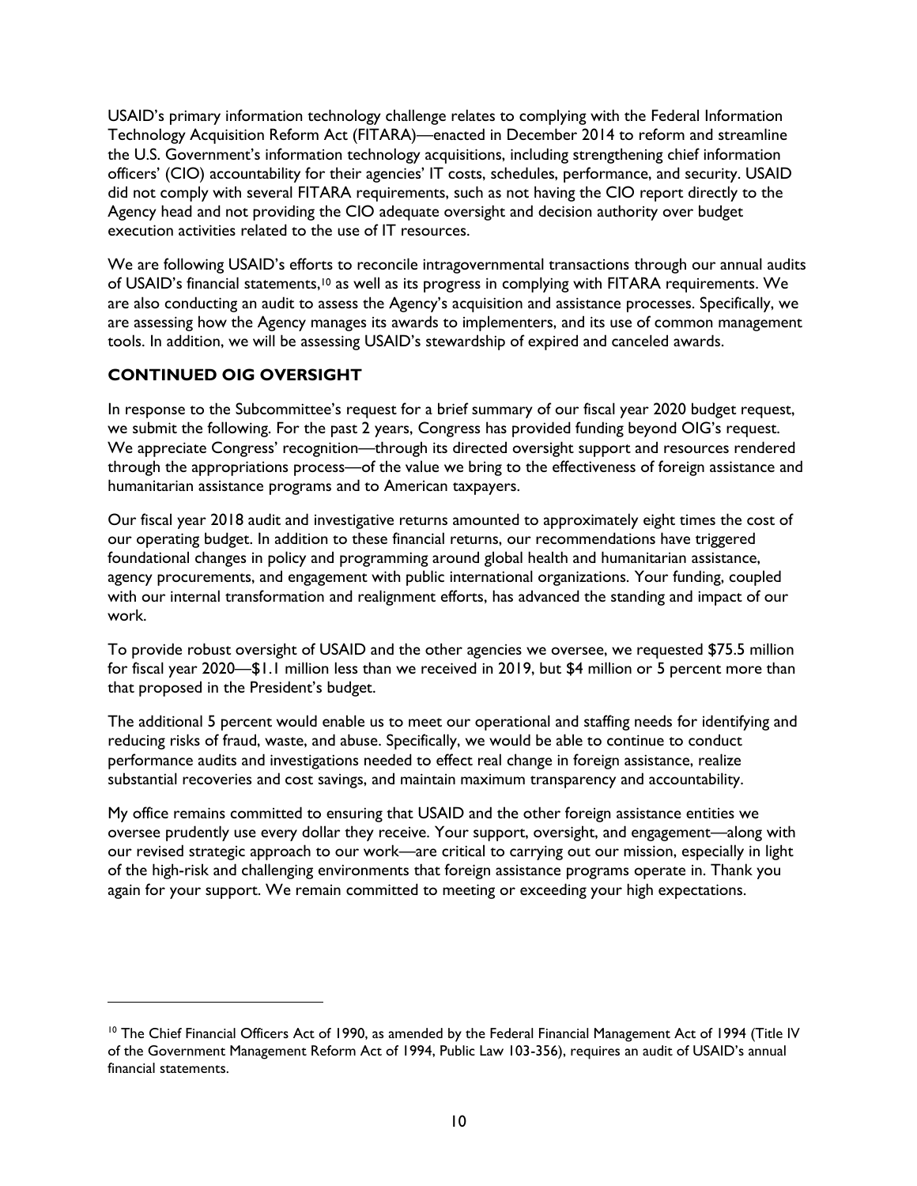USAID's primary information technology challenge relates to complying with the Federal Information Technology Acquisition Reform Act (FITARA)—enacted in December 2014 to reform and streamline the U.S. Government's information technology acquisitions, including strengthening chief information officers' (CIO) accountability for their agencies' IT costs, schedules, performance, and security. USAID did not comply with several FITARA requirements, such as not having the CIO report directly to the Agency head and not providing the CIO adequate oversight and decision authority over budget execution activities related to the use of IT resources.

We are following USAID's efforts to reconcile intragovernmental transactions through our annual audits of USAID's financial statements,[10] as well as its progress in complying with FITARA requirements. We are also conducting an audit to assess the Agency's acquisition and assistance processes. Specifically, we are assessing how the Agency manages its awards to implementers, and its use of common management tools. In addition, we will be assessing USAID's stewardship of expired and canceled awards.

## CONTINUED OIG OVERSIGHT

In response to the Subcommittee's request for a brief summary of our fiscal year 2020 budget request, we submit the following. For the past 2 years, Congress has provided funding beyond OIG's request. We appreciate Congress' recognition—through its directed oversight support and resources rendered through the appropriations process—of the value we bring to the effectiveness of foreign assistance and humanitarian assistance programs and to American taxpayers.

Our fiscal year 2018 audit and investigative returns amounted to approximately eight times the cost of our operating budget. In addition to these financial returns, our recommendations have triggered foundational changes in policy and programming around global health and humanitarian assistance, agency procurements, and engagement with public international organizations. Your funding, coupled with our internal transformation and realignment efforts, has advanced the standing and impact of our work.

To provide robust oversight of USAID and the other agencies we oversee, we requested $75.5 million for fiscal year 2020—$1.1 million less than we received in 2019, but $4 million or 5 percent more than that proposed in the President's budget.

The additional 5 percent would enable us to meet our operational and staffing needs for identifying and reducing risks of fraud, waste, and abuse. Specifically, we would be able to continue to conduct performance audits and investigations needed to effect real change in foreign assistance, realize substantial recoveries and cost savings, and maintain maximum transparency and accountability.

My office remains committed to ensuring that USAID and the other foreign assistance entities we oversee prudently use every dollar they receive. Your support, oversight, and engagement—along with our revised strategic approach to our work—are critical to carrying out our mission, especially in light of the high-risk and challenging environments that foreign assistance programs operate in. Thank you again for your support. We remain committed to meeting or exceeding your high expectations.

---

[10] The Chief Financial Officers Act of 1990, as amended by the Federal Financial Management Act of 1994 (Title IV of the Government Management Reform Act of 1994, Public Law 103-356), requires an audit of USAID's annual financial statements.